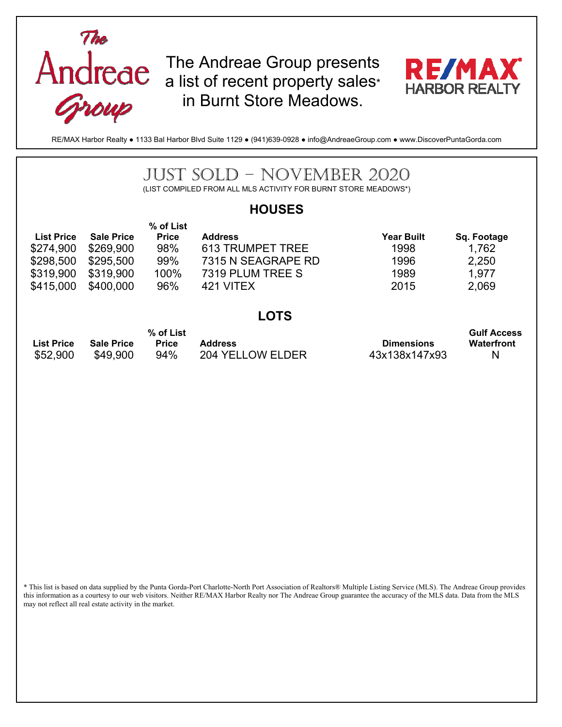The Andreae Group

The Andreae Group presents a list of recent property sales* in Burnt Store Meadows.

RE/MAX HARBOR REALTY

RE/MAX Harbor Realty ● 1133 Bal Harbor Blvd Suite 1129 ● (941)639-0928 ● info@AndreaeGroup.com ● www.DiscoverPuntaGorda.com

# JUST SOLD – NOVEMBER 2020

(LIST COMPILED FROM ALL MLS ACTIVITY FOR BURNT STORE MEADOWS*)

## HOUSES

| List Price | Sale Price | % of List Price | Address | Year Built | Sq. Footage |
|---|---|---|---|---|---|
| $274,900 | $269,900 | 98% | 613 TRUMPET TREE | 1998 | 1,762 |
| $298,500 | $295,500 | 99% | 7315 N SEAGRAPE RD | 1996 | 2,250 |
| $319,900 | $319,900 | 100% | 7319 PLUM TREE S | 1989 | 1,977 |
| $415,000 | $400,000 | 96% | 421 VITEX | 2015 | 2,069 |

## LOTS

| List Price | Sale Price | % of List Price | Address | Dimensions | Gulf Access Waterfront |
|---|---|---|---|---|---|
| $52,900 | $49,900 | 94% | 204 YELLOW ELDER | 43x138x147x93 | N |

* This list is based on data supplied by the Punta Gorda-Port Charlotte-North Port Association of Realtors® Multiple Listing Service (MLS). The Andreae Group provides this information as a courtesy to our web visitors. Neither RE/MAX Harbor Realty nor The Andreae Group guarantee the accuracy of the MLS data. Data from the MLS may not reflect all real estate activity in the market.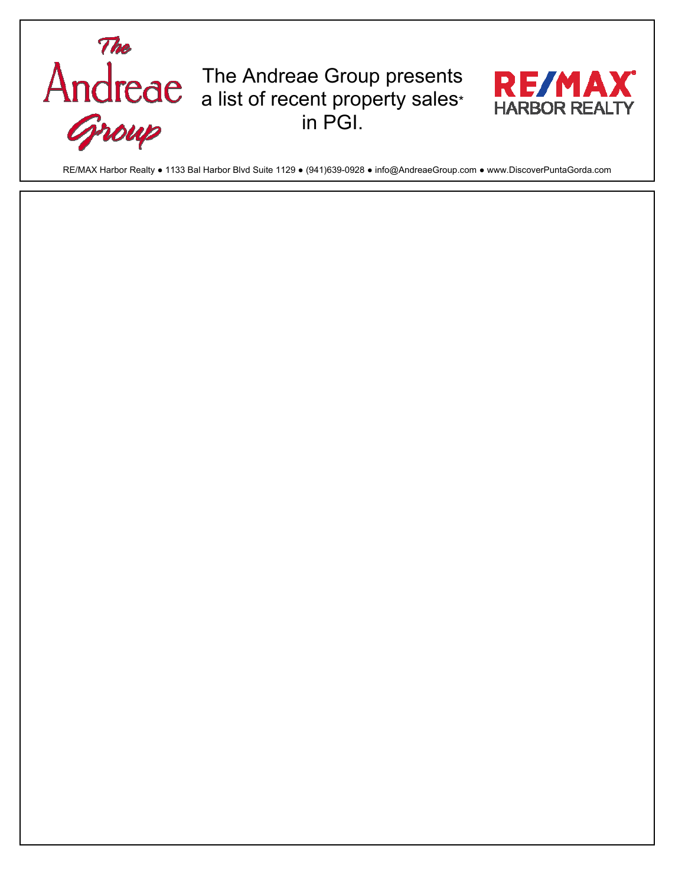The Andreae Group presents a list of recent property sales* in PGI.

RE/MAX Harbor Realty ● 1133 Bal Harbor Blvd Suite 1129 ● (941)639-0928 ● info@AndreaeGroup.com ● www.DiscoverPuntaGorda.com